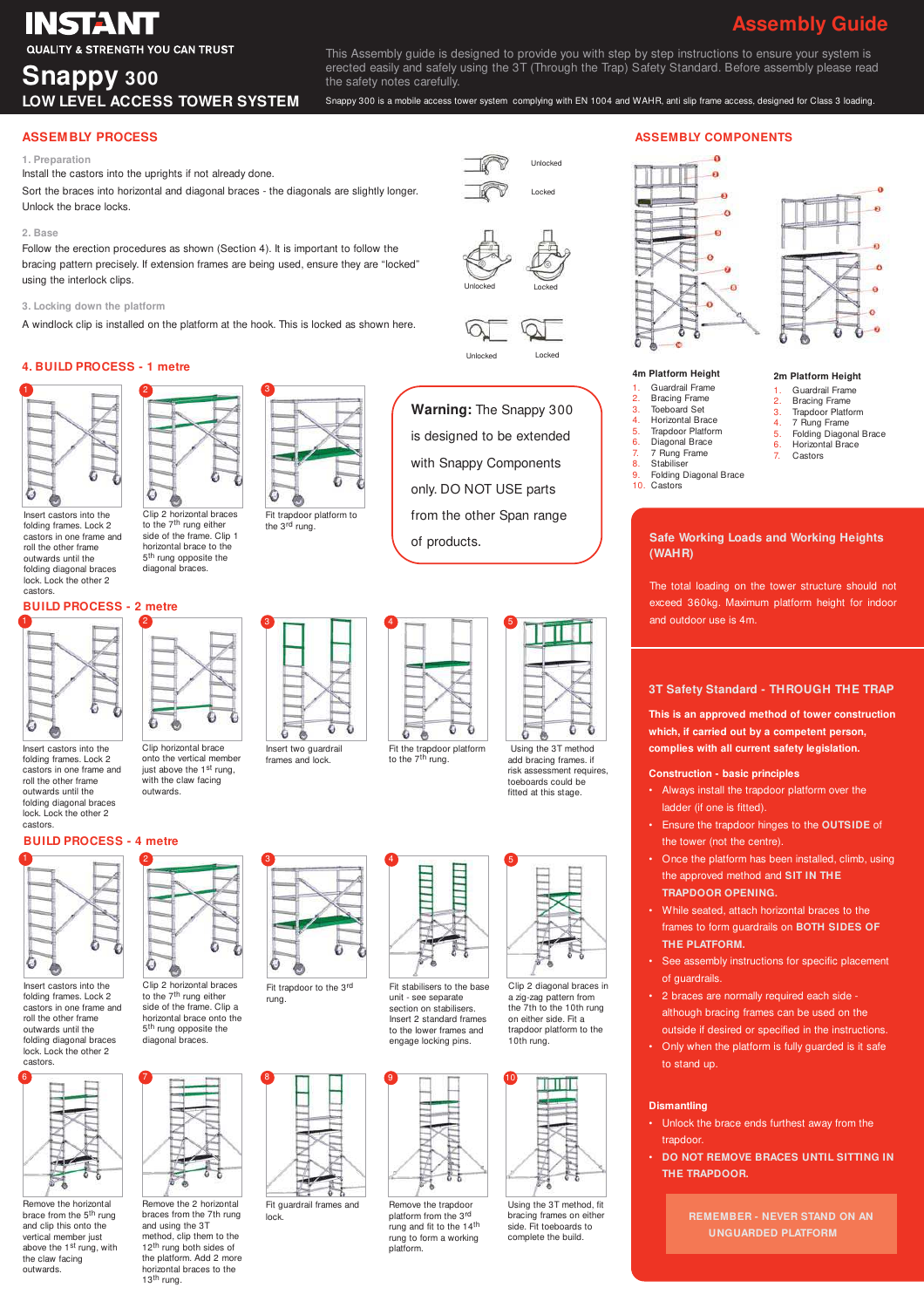# INSTANT

QUALITY & STRENGTH YOU CAN TRUST

# Snappy 300

LOW LEVEL ACCESS TOWER SYSTEM

## Assembly Guide

This Assembly guide is designed to provide you with step by step instructions to ensure your system is erected easily and safely using the 3T (Through the Trap) Safety Standard. Before assembly please read the safety notes carefully.

Snappy 300 is a mobile access tower system complying with EN 1004 and WAHR, anti slip frame access, designed for Class 3 loading.

## ASSEMBLY PROCESS

**1. Preparation**

Install the castors into the uprights if not already done.

Sort the braces into horizontal and diagonal braces - the diagonals are slightly longer.

Unlock the brace locks.

Unlocked / Locked

**2. Base**

Follow the erection procedures as shown (Section 4). It is important to follow the bracing pattern precisely. If extension frames are being used, ensure they are "locked" using the interlock clips.

Unlocked / Locked

**3. Locking down the platform**

A windlock clip is installed on the platform at the hook. This is locked as shown here.

Unlocked / Locked

## 4. BUILD PROCESS - 1 metre

1. Insert castors into the folding frames. Lock 2 castors in one frame and roll the other frame outwards until the folding diagonal braces lock. Lock the other 2 castors.
2. Clip 2 horizontal braces to the 7th rung either side of the frame. Clip 1 horizontal brace to the 5th rung opposite the diagonal braces.
3. Fit trapdoor platform to the 3rd rung.

**Warning:** The Snappy 300 is designed to be extended with Snappy Components only. DO NOT USE parts from the other Span range of products.

## BUILD PROCESS - 2 metre

1. Insert castors into the folding frames. Lock 2 castors in one frame and roll the other frame outwards until the folding diagonal braces lock. Lock the other 2 castors.
2. Clip horizontal brace onto the vertical member just above the 1st rung, with the claw facing outwards.
3. Insert two guardrail frames and lock.
4. Fit the trapdoor platform to the 7th rung.
5. Using the 3T method add bracing frames. If risk assessment requires, toeboards could be fitted at this stage.

## BUILD PROCESS - 4 metre

1. Insert castors into the folding frames. Lock 2 castors in one frame and roll the other frame outwards until the folding diagonal braces lock. Lock the other 2 castors.
2. Clip 2 horizontal braces to the 7th rung either side of the frame. Clip a horizontal brace onto the 5th rung opposite the diagonal braces.
3. Fit trapdoor to the 3rd rung.
4. Fit stabilisers to the base unit - see separate section on stabilisers. Insert 2 standard frames to the lower frames and engage locking pins.
5. Clip 2 diagonal braces in a zig-zag pattern from the 7th to the 10th rung on either side. Fit a trapdoor platform to the 10th rung.
6. Remove the horizontal brace from the 5th rung and clip this onto the vertical member just above the 1st rung, with the claw facing outwards.
7. Remove the 2 horizontal braces from the 7th rung and using the 3T method, clip them to the 12th rung both sides of the platform. Add 2 more horizontal braces to the 13th rung.
8. Fit guardrail frames and lock.
9. Remove the trapdoor platform from the 3rd rung and fit to the 14th rung to form a working platform.
10. Using the 3T method, fit bracing frames on either side. Fit toeboards to complete the build.

## ASSEMBLY COMPONENTS

**4m Platform Height**

1. Guardrail Frame
2. Bracing Frame
3. Toeboard Set
4. Horizontal Brace
5. Trapdoor Platform
6. Diagonal Brace
7. 7 Rung Frame
8. Stabiliser
9. Folding Diagonal Brace
10. Castors

**2m Platform Height**

1. Guardrail Frame
2. Bracing Frame
3. Trapdoor Platform
4. 7 Rung Frame
5. Folding Diagonal Brace
6. Horizontal Brace
7. Castors

### Safe Working Loads and Working Heights (WAHR)

The total loading on the tower structure should not exceed 360kg. Maximum platform height for indoor and outdoor use is 4m.

### 3T Safety Standard - THROUGH THE TRAP

**This is an approved method of tower construction which, if carried out by a competent person, complies with all current safety legislation.**

**Construction - basic principles**

- Always install the trapdoor platform over the ladder (if one is fitted).
- Ensure the trapdoor hinges to the **OUTSIDE** of the tower (not the centre).
- Once the platform has been installed, climb, using the approved method and **SIT IN THE TRAPDOOR OPENING.**
- While seated, attach horizontal braces to the frames to form guardrails on **BOTH SIDES OF THE PLATFORM.**
- See assembly instructions for specific placement of guardrails.
- 2 braces are normally required each side - although bracing frames can be used on the outside if desired or specified in the instructions.
- Only when the platform is fully guarded is it safe to stand up.

**Dismantling**

- Unlock the brace ends furthest away from the trapdoor.
- **DO NOT REMOVE BRACES UNTIL SITTING IN THE TRAPDOOR.**

**REMEMBER - NEVER STAND ON AN UNGUARDED PLATFORM**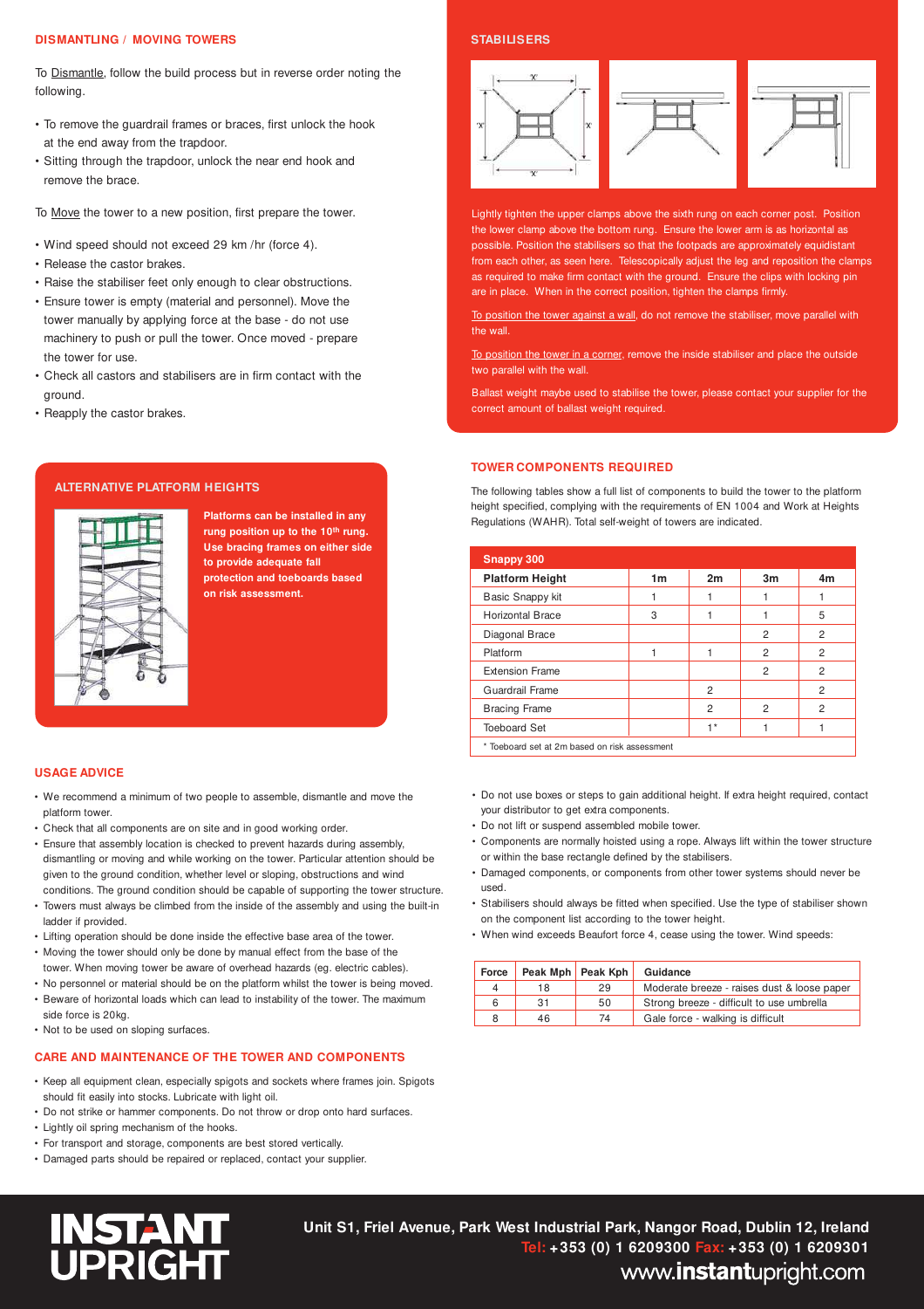## DISMANTLING / MOVING TOWERS

To Dismantle, follow the build process but in reverse order noting the following.

- To remove the guardrail frames or braces, first unlock the hook at the end away from the trapdoor.
- Sitting through the trapdoor, unlock the near end hook and remove the brace.

To Move the tower to a new position, first prepare the tower.

- Wind speed should not exceed 29 km /hr (force 4).
- Release the castor brakes.
- Raise the stabiliser feet only enough to clear obstructions.
- Ensure tower is empty (material and personnel). Move the tower manually by applying force at the base - do not use machinery to push or pull the tower. Once moved - prepare the tower for use.
- Check all castors and stabilisers are in firm contact with the ground.
- Reapply the castor brakes.

## ALTERNATIVE PLATFORM HEIGHTS

**Platforms can be installed in any rung position up to the 10th rung. Use bracing frames on either side to provide adequate fall protection and toeboards based on risk assessment.**

## USAGE ADVICE

- We recommend a minimum of two people to assemble, dismantle and move the platform tower.
- Check that all components are on site and in good working order.
- Ensure that assembly location is checked to prevent hazards during assembly, dismantling or moving and while working on the tower. Particular attention should be given to the ground condition, whether level or sloping, obstructions and wind conditions. The ground condition should be capable of supporting the tower structure.
- Towers must always be climbed from the inside of the assembly and using the built-in ladder if provided.
- Lifting operation should be done inside the effective base area of the tower.
- Moving the tower should only be done by manual effect from the base of the tower. When moving tower be aware of overhead hazards (eg. electric cables).
- No personnel or material should be on the platform whilst the tower is being moved.
- Beware of horizontal loads which can lead to instability of the tower. The maximum side force is 20kg.
- Not to be used on sloping surfaces.

## CARE AND MAINTENANCE OF THE TOWER AND COMPONENTS

- Keep all equipment clean, especially spigots and sockets where frames join. Spigots should fit easily into stocks. Lubricate with light oil.
- Do not strike or hammer components. Do not throw or drop onto hard surfaces.
- Lightly oil spring mechanism of the hooks.
- For transport and storage, components are best stored vertically.
- Damaged parts should be repaired or replaced, contact your supplier.

## STABILISERS

Lightly tighten the upper clamps above the sixth rung on each corner post. Position the lower clamp above the bottom rung. Ensure the lower arm is as horizontal as possible. Position the stabilisers so that the footpads are approximately equidistant from each other, as seen here. Telescopically adjust the leg and reposition the clamps as required to make firm contact with the ground. Ensure the clips with locking pin are in place. When in the correct position, tighten the clamps firmly.

To position the tower against a wall, do not remove the stabiliser, move parallel with the wall.

To position the tower in a corner, remove the inside stabiliser and place the outside two parallel with the wall.

Ballast weight maybe used to stabilise the tower, please contact your supplier for the correct amount of ballast weight required.

## TOWER COMPONENTS REQUIRED

The following tables show a full list of components to build the tower to the platform height specified, complying with the requirements of EN 1004 and Work at Heights Regulations (WAHR). Total self-weight of towers are indicated.

| Snappy 300 | | | | |
|---|---|---|---|---|
| **Platform Height** | **1m** | **2m** | **3m** | **4m** |
| Basic Snappy kit | 1 | 1 | 1 | 1 |
| Horizontal Brace | 3 | 1 | 1 | 5 |
| Diagonal Brace | | | 2 | 2 |
| Platform | 1 | 1 | 2 | 2 |
| Extension Frame | | | 2 | 2 |
| Guardrail Frame | | 2 | | 2 |
| Bracing Frame | | 2 | 2 | 2 |
| Toeboard Set | | 1* | 1 | 1 |

\* Toeboard set at 2m based on risk assessment

- Do not use boxes or steps to gain additional height. If extra height required, contact your distributor to get extra components.
- Do not lift or suspend assembled mobile tower.
- Components are normally hoisted using a rope. Always lift within the tower structure or within the base rectangle defined by the stabilisers.
- Damaged components, or components from other tower systems should never be used.
- Stabilisers should always be fitted when specified. Use the type of stabiliser shown on the component list according to the tower height.
- When wind exceeds Beaufort force 4, cease using the tower. Wind speeds:

| Force | Peak Mph | Peak Kph | Guidance |
|---|---|---|---|
| 4 | 18 | 29 | Moderate breeze - raises dust & loose paper |
| 6 | 31 | 50 | Strong breeze - difficult to use umbrella |
| 8 | 46 | 74 | Gale force - walking is difficult |

INSTANT UPRIGHT

Unit S1, Friel Avenue, Park West Industrial Park, Nangor Road, Dublin 12, Ireland
Tel: +353 (0) 1 6209300 Fax: +353 (0) 1 6209301
www.instantupright.com